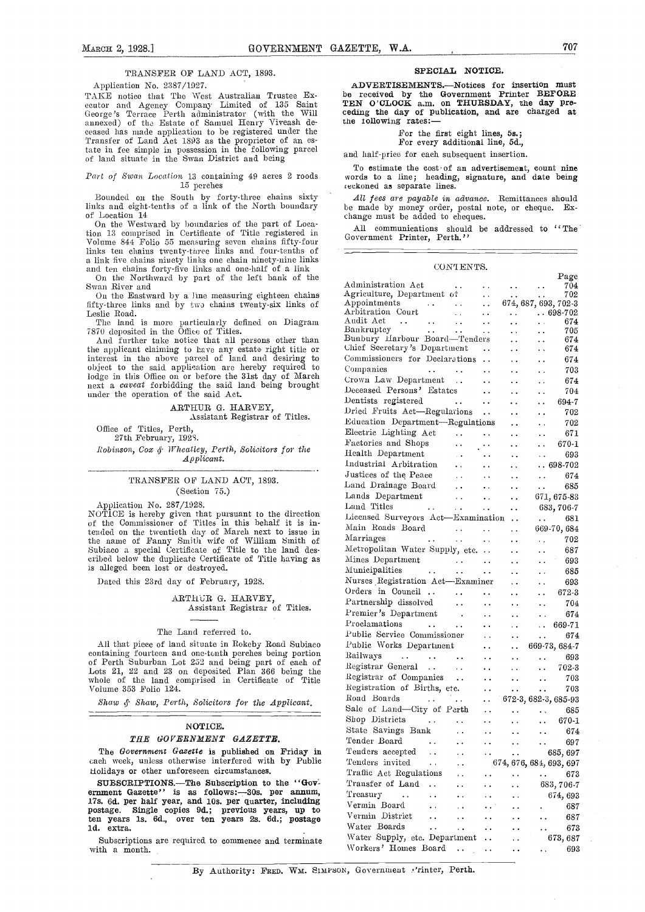## TRANSFER OF LAND ACT, 1893.

Application No. 2387/1927.

TAKE notice that The West Australian Trustee Executor and Agency Company Limited of 135 Saint George's Terrace Perth administrator (with the Will annexed) of the Estate of Samuel Henry Viveash deceased has made application to be registered under the Transfer of Land Act 1893 as the proprietor of an estate in fee simple in possession in the following parcel of land situate in the Swan District and being

*Part of Swan Location* 13 containing 49 acres 2 roods 15 perches

Bounded on the South by forty-three chains sixty links and eight-tenths of a link of the North boundary of Location 14

On the Westward by boundaries of the part of Location 13 comprised in Certificate of Title registered in Volume 844 Folio 55 measuring seven chains fifty-four links ten chains twenty-three links and four-tenths of a link five chains ninety links one chain ninety-nine links and ten chains forty-five links and one-half of a link

On the Northward by part of the left bank of the Swan River and

On the Eastward by a line measuring eighteen chains fifty-three links and by two chains twenty-six links of Leslie Road.

The land is more particularly defined on Diagram 7870 deposited in the Office of Titles.

And further take notice that all persons other than the applicant claiming to have any estate right title or interest in the above parcel of land and desiring to object to the said application are hereby required to lodge in this Office on or before the 31st day of March next a *caveat* forbidding the said land being brought under the operation of the said Act.

ARTHUR G. HARVEY,
Assistant Registrar of Titles.

Office of Titles, Perth,
27th February, 1928.

*Robinson, Cox & Wheatley, Perth, Solicitors for the Applicant.*

---

## TRANSFER OF LAND ACT, 1893.
(Section 75.)

Application No. 287/1928.

NOTICE is hereby given that pursuant to the direction of the Commissioner of Titles in this behalf it is intended on the twentieth day of March next to issue in the name of Fanny Smith wife of William Smith of Subiaco a special Certificate of Title to the land described below the duplicate Certificate of Title having as is alleged been lost or destroyed.

Dated this 23rd day of February, 1928.

ARTHUR G. HARVEY,
Assistant Registrar of Titles.

The Land referred to.

All that piece of land situate in Rokeby Road Subiaco containing fourteen and one-tenth perches being portion of Perth Suburban Lot 252 and being part of each of Lots 21, 22 and 23 on deposited Plan 366 being the whole of the land comprised in Certificate of Title Volume 353 Folio 124.

*Shaw & Shaw, Perth, Solicitors for the Applicant.*

---

## NOTICE.

### *THE GOVERNMENT GAZETTE.*

The *Government Gazette* is published on Friday in each week, unless otherwise interfered with by Public Holidays or other unforeseen circumstances.

**SUBSCRIPTIONS.—The Subscription to the "Government Gazette" is as follows:—30s. per annum, 17s. 6d. per half year, and 10s. per quarter, including postage. Single copies 9d.; previous years, up to ten years 1s. 6d., over ten years 2s. 6d.; postage 1d. extra.**

Subscriptions are required to commence and terminate with a month.

## SPECIAL NOTICE.

**ADVERTISEMENTS.—Notices for insertion must be received by the Government Printer BEFORE TEN O'CLOCK a.m. on THURSDAY, the day preceding the day of publication, and are charged at the following rates:—**

For the first eight lines, 5s.;
For every additional line, 5d.,

and half-price for each subsequent insertion.

To estimate the cost of an advertisement, count nine words to a line; heading, signature, and date being reckoned as separate lines.

*All fees are payable in advance.* Remittances should be made by money order, postal note, or cheque. Exchange must be added to cheques.

All communications should be addressed to "The Government Printer, Perth."

---

## CONTENTS.

| | Page |
|---|---|
| Administration Act | 704 |
| Agriculture, Department of | 702 |
| Appointments | 674, 687, 693, 702-3 |
| Arbitration Court | 698-702 |
| Audit Act | 674 |
| Bankruptcy | 705 |
| Bunbury Harbour Board—Tenders | 674 |
| Chief Secretary's Department | 674 |
| Commissioners for Declarations | 674 |
| Companies | 703 |
| Crown Law Department | 674 |
| Deceased Persons' Estates | 704 |
| Dentists registered | 694-7 |
| Dried Fruits Act—Regulations | 702 |
| Education Department—Regulations | 702 |
| Electric Lighting Act | 671 |
| Factories and Shops | 670-1 |
| Health Department | 693 |
| Industrial Arbitration | 698-702 |
| Justices of the Peace | 674 |
| Land Drainage Board | 685 |
| Lands Department | 671, 675-83 |
| Land Titles | 683, 706-7 |
| Licensed Surveyors Act—Examination | 681 |
| Main Roads Board | 669-70, 684 |
| Marriages | 702 |
| Metropolitan Water Supply, etc. | 687 |
| Mines Department | 693 |
| Municipalities | 685 |
| Nurses Registration Act—Examiner | 693 |
| Orders in Council | 672-3 |
| Partnership dissolved | 704 |
| Premier's Department | 674 |
| Proclamations | 669-71 |
| Public Service Commissioner | 674 |
| Public Works Department | 669-73, 684-7 |
| Railways | 693 |
| Registrar General | 702-3 |
| Registrar of Companies | 703 |
| Registration of Births, etc. | 703 |
| Road Boards | 672-3, 682-3, 685-93 |
| Sale of Land—City of Perth | 685 |
| Shop Districts | 670-1 |
| State Savings Bank | 674 |
| Tender Board | 697 |
| Tenders accepted | 685, 697 |
| Tenders invited | 674, 676, 684, 693, 697 |
| Traffic Act Regulations | 673 |
| Transfer of Land | 683, 706-7 |
| Treasury | 674, 693 |
| Vermin Board | 687 |
| Vermin District | 687 |
| Water Boards | 673 |
| Water Supply, etc. Department | 673, 687 |
| Workers' Homes Board | 693 |

By Authority: FRED. WM. SIMPSON, Government Printer, Perth.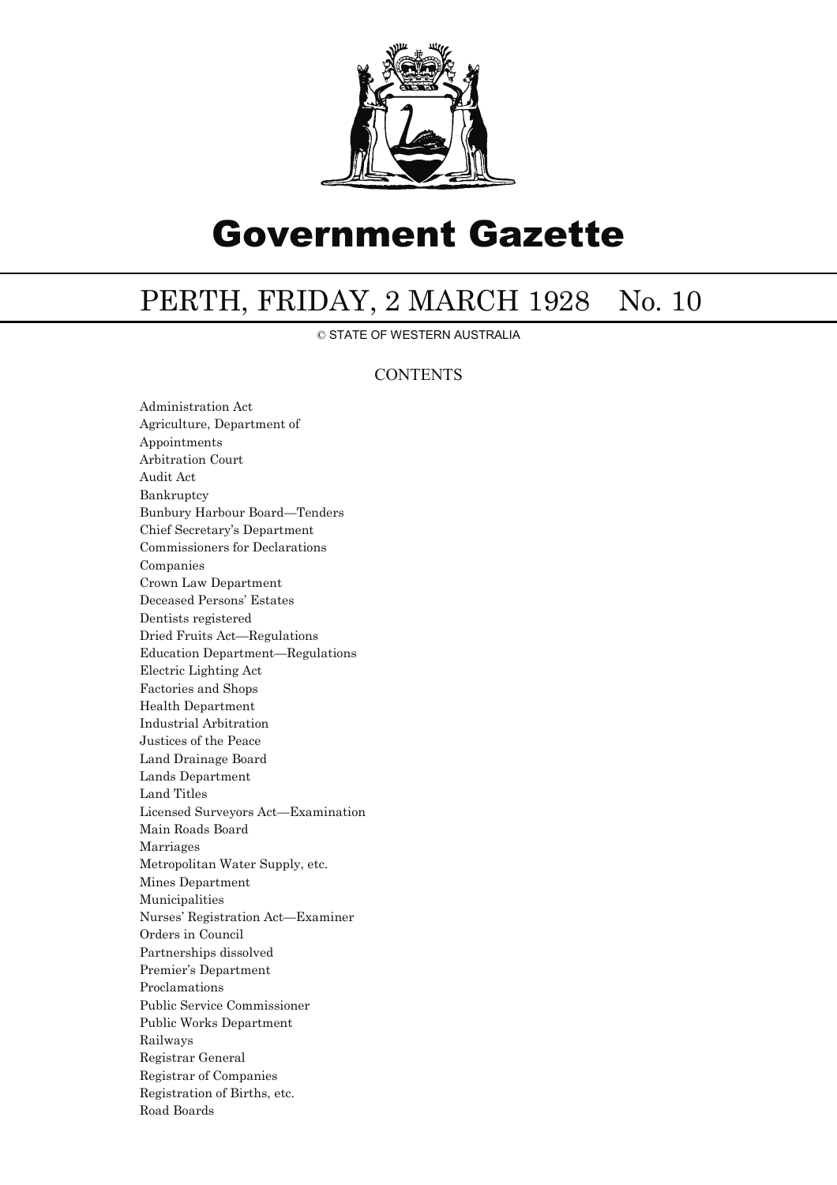# Government Gazette

## PERTH, FRIDAY, 2 MARCH 1928 No. 10

© STATE OF WESTERN AUSTRALIA

### CONTENTS

Administration Act
Agriculture, Department of
Appointments
Arbitration Court
Audit Act
Bankruptcy
Bunbury Harbour Board—Tenders
Chief Secretary's Department
Commissioners for Declarations
Companies
Crown Law Department
Deceased Persons' Estates
Dentists registered
Dried Fruits Act—Regulations
Education Department—Regulations
Electric Lighting Act
Factories and Shops
Health Department
Industrial Arbitration
Justices of the Peace
Land Drainage Board
Lands Department
Land Titles
Licensed Surveyors Act—Examination
Main Roads Board
Marriages
Metropolitan Water Supply, etc.
Mines Department
Municipalities
Nurses' Registration Act—Examiner
Orders in Council
Partnerships dissolved
Premier's Department
Proclamations
Public Service Commissioner
Public Works Department
Railways
Registrar General
Registrar of Companies
Registration of Births, etc.
Road Boards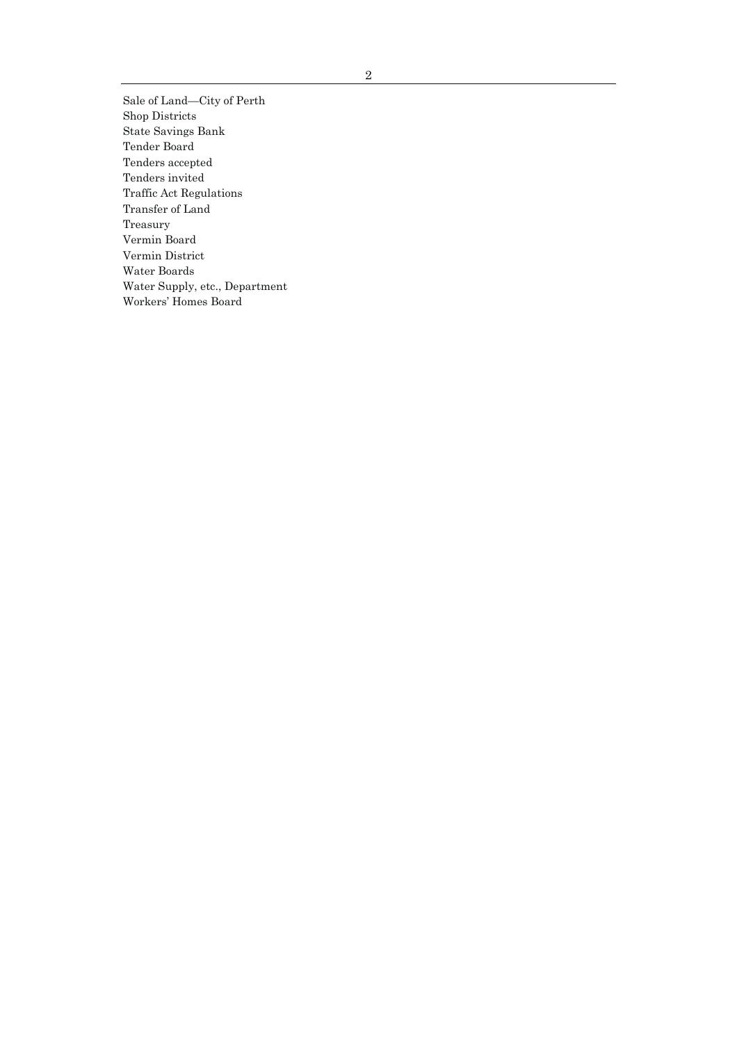Sale of Land—City of Perth
Shop Districts
State Savings Bank
Tender Board
Tenders accepted
Tenders invited
Traffic Act Regulations
Transfer of Land
Treasury
Vermin Board
Vermin District
Water Boards
Water Supply, etc., Department
Workers' Homes Board